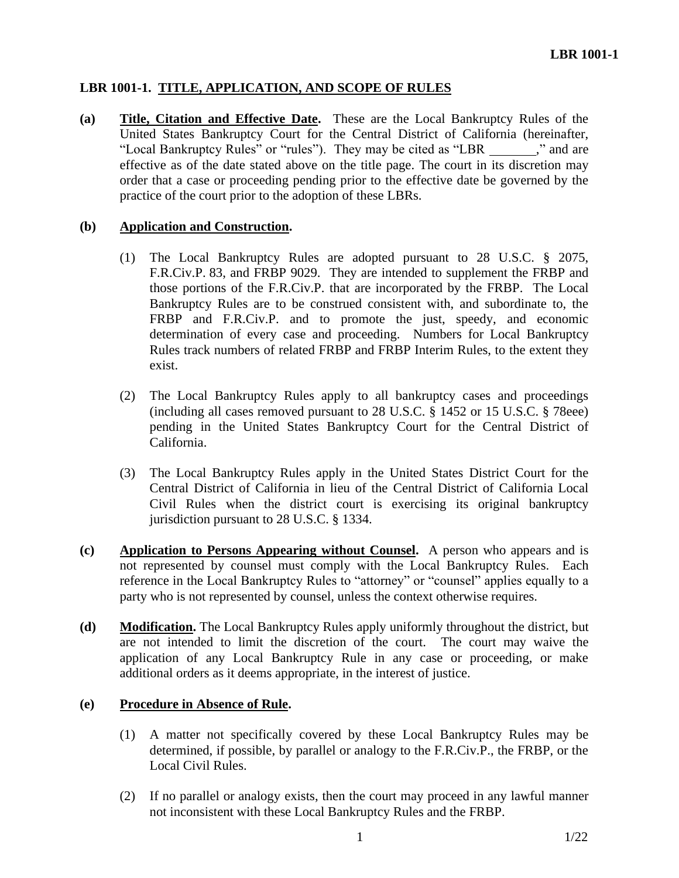## LBR 1001-1. TITLE, APPLICATION, AND SCOPE OF RULES

**(a)** **Title, Citation and Effective Date.** These are the Local Bankruptcy Rules of the United States Bankruptcy Court for the Central District of California (hereinafter, "Local Bankruptcy Rules" or "rules"). They may be cited as "LBR \_\_\_\_\_\_\_," and are effective as of the date stated above on the title page. The court in its discretion may order that a case or proceeding pending prior to the effective date be governed by the practice of the court prior to the adoption of these LBRs.

**(b)** **Application and Construction.**

(1) The Local Bankruptcy Rules are adopted pursuant to 28 U.S.C. § 2075, F.R.Civ.P. 83, and FRBP 9029. They are intended to supplement the FRBP and those portions of the F.R.Civ.P. that are incorporated by the FRBP. The Local Bankruptcy Rules are to be construed consistent with, and subordinate to, the FRBP and F.R.Civ.P. and to promote the just, speedy, and economic determination of every case and proceeding. Numbers for Local Bankruptcy Rules track numbers of related FRBP and FRBP Interim Rules, to the extent they exist.

(2) The Local Bankruptcy Rules apply to all bankruptcy cases and proceedings (including all cases removed pursuant to 28 U.S.C. § 1452 or 15 U.S.C. § 78eee) pending in the United States Bankruptcy Court for the Central District of California.

(3) The Local Bankruptcy Rules apply in the United States District Court for the Central District of California in lieu of the Central District of California Local Civil Rules when the district court is exercising its original bankruptcy jurisdiction pursuant to 28 U.S.C. § 1334.

**(c)** **Application to Persons Appearing without Counsel.** A person who appears and is not represented by counsel must comply with the Local Bankruptcy Rules. Each reference in the Local Bankruptcy Rules to "attorney" or "counsel" applies equally to a party who is not represented by counsel, unless the context otherwise requires.

**(d)** **Modification.** The Local Bankruptcy Rules apply uniformly throughout the district, but are not intended to limit the discretion of the court. The court may waive the application of any Local Bankruptcy Rule in any case or proceeding, or make additional orders as it deems appropriate, in the interest of justice.

**(e)** **Procedure in Absence of Rule.**

(1) A matter not specifically covered by these Local Bankruptcy Rules may be determined, if possible, by parallel or analogy to the F.R.Civ.P., the FRBP, or the Local Civil Rules.

(2) If no parallel or analogy exists, then the court may proceed in any lawful manner not inconsistent with these Local Bankruptcy Rules and the FRBP.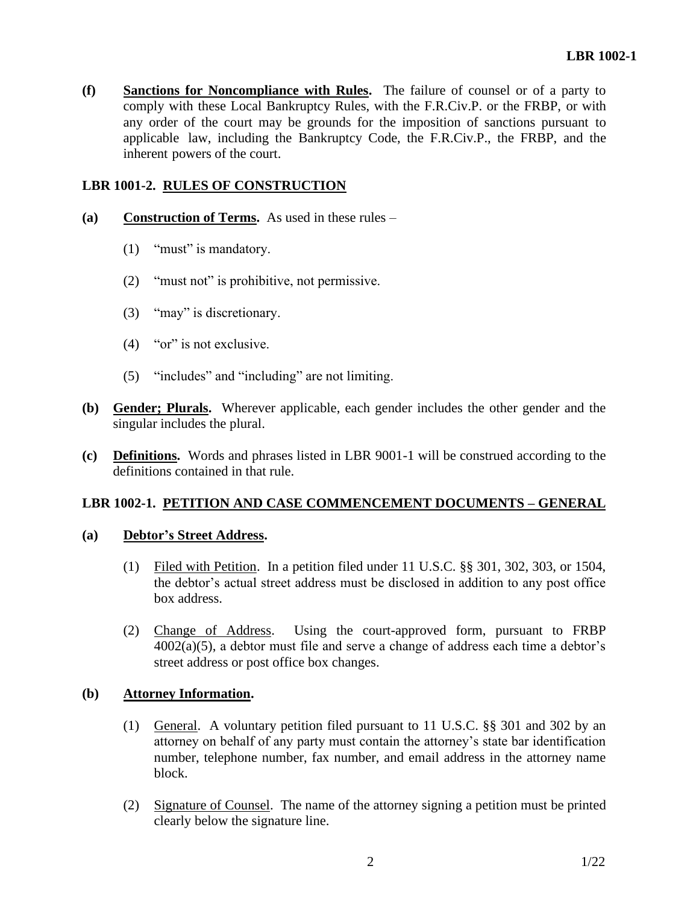**(f) Sanctions for Noncompliance with Rules.** The failure of counsel or of a party to comply with these Local Bankruptcy Rules, with the F.R.Civ.P. or the FRBP, or with any order of the court may be grounds for the imposition of sanctions pursuant to applicable law, including the Bankruptcy Code, the F.R.Civ.P., the FRBP, and the inherent powers of the court.

## LBR 1001-2. RULES OF CONSTRUCTION

**(a) Construction of Terms.** As used in these rules –

(1) "must" is mandatory.

(2) "must not" is prohibitive, not permissive.

(3) "may" is discretionary.

(4) "or" is not exclusive.

(5) "includes" and "including" are not limiting.

**(b) Gender; Plurals.** Wherever applicable, each gender includes the other gender and the singular includes the plural.

**(c) Definitions.** Words and phrases listed in LBR 9001-1 will be construed according to the definitions contained in that rule.

## LBR 1002-1. PETITION AND CASE COMMENCEMENT DOCUMENTS – GENERAL

**(a) Debtor's Street Address.**

(1) Filed with Petition. In a petition filed under 11 U.S.C. §§ 301, 302, 303, or 1504, the debtor's actual street address must be disclosed in addition to any post office box address.

(2) Change of Address. Using the court-approved form, pursuant to FRBP 4002(a)(5), a debtor must file and serve a change of address each time a debtor's street address or post office box changes.

**(b) Attorney Information.**

(1) General. A voluntary petition filed pursuant to 11 U.S.C. §§ 301 and 302 by an attorney on behalf of any party must contain the attorney's state bar identification number, telephone number, fax number, and email address in the attorney name block.

(2) Signature of Counsel. The name of the attorney signing a petition must be printed clearly below the signature line.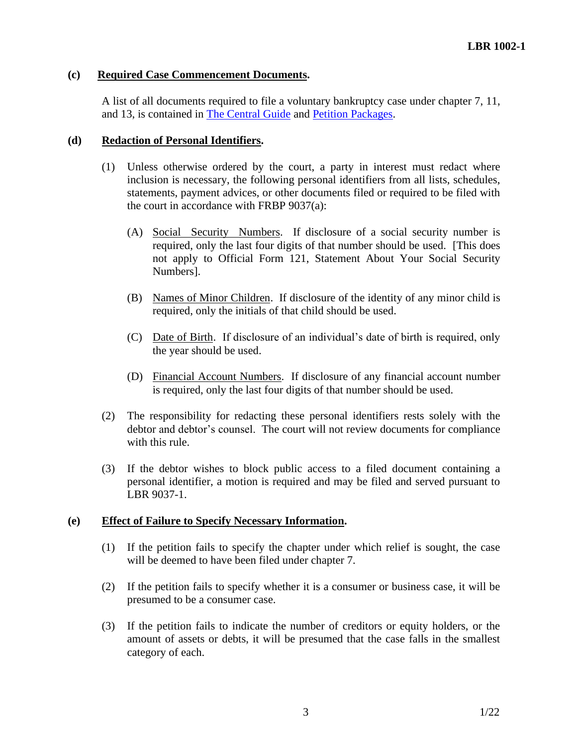**(c) Required Case Commencement Documents.**

A list of all documents required to file a voluntary bankruptcy case under chapter 7, 11, and 13, is contained in The Central Guide and Petition Packages.

**(d) Redaction of Personal Identifiers.**

(1) Unless otherwise ordered by the court, a party in interest must redact where inclusion is necessary, the following personal identifiers from all lists, schedules, statements, payment advices, or other documents filed or required to be filed with the court in accordance with FRBP 9037(a):

(A) Social Security Numbers. If disclosure of a social security number is required, only the last four digits of that number should be used. [This does not apply to Official Form 121, Statement About Your Social Security Numbers].

(B) Names of Minor Children. If disclosure of the identity of any minor child is required, only the initials of that child should be used.

(C) Date of Birth. If disclosure of an individual's date of birth is required, only the year should be used.

(D) Financial Account Numbers. If disclosure of any financial account number is required, only the last four digits of that number should be used.

(2) The responsibility for redacting these personal identifiers rests solely with the debtor and debtor's counsel. The court will not review documents for compliance with this rule.

(3) If the debtor wishes to block public access to a filed document containing a personal identifier, a motion is required and may be filed and served pursuant to LBR 9037-1.

**(e) Effect of Failure to Specify Necessary Information.**

(1) If the petition fails to specify the chapter under which relief is sought, the case will be deemed to have been filed under chapter 7.

(2) If the petition fails to specify whether it is a consumer or business case, it will be presumed to be a consumer case.

(3) If the petition fails to indicate the number of creditors or equity holders, or the amount of assets or debts, it will be presumed that the case falls in the smallest category of each.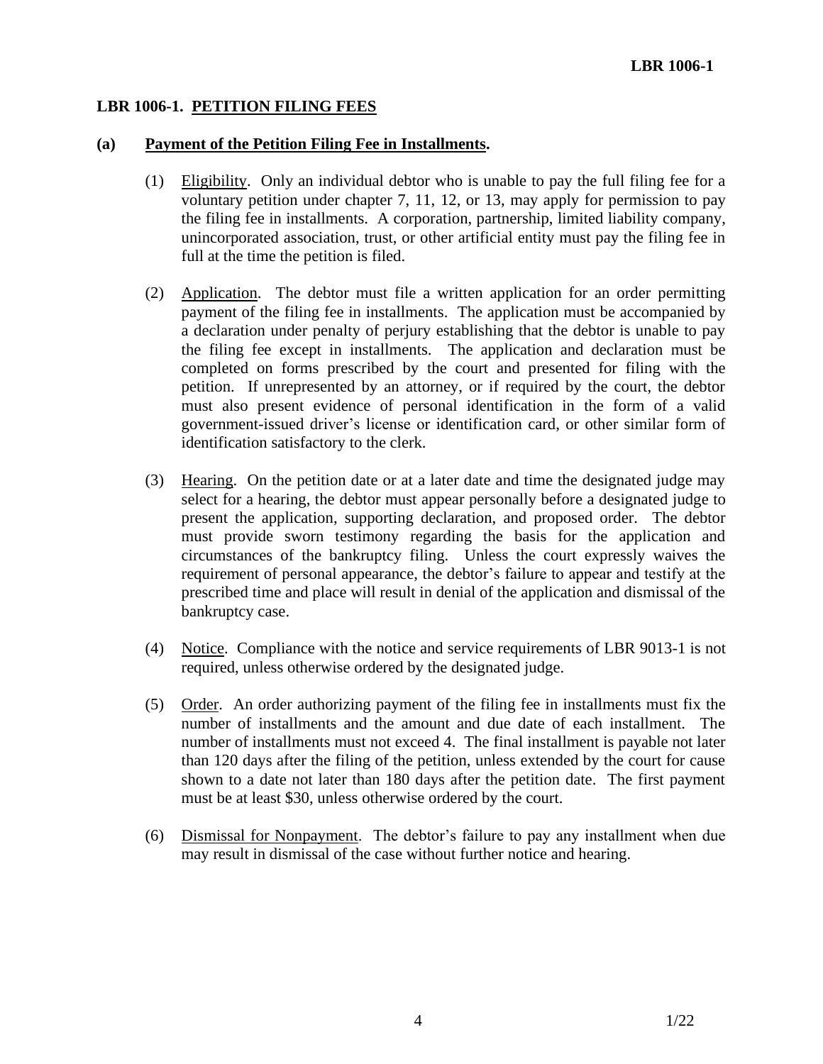## LBR 1006-1. PETITION FILING FEES

**(a) Payment of the Petition Filing Fee in Installments.**

(1) Eligibility. Only an individual debtor who is unable to pay the full filing fee for a voluntary petition under chapter 7, 11, 12, or 13, may apply for permission to pay the filing fee in installments. A corporation, partnership, limited liability company, unincorporated association, trust, or other artificial entity must pay the filing fee in full at the time the petition is filed.

(2) Application. The debtor must file a written application for an order permitting payment of the filing fee in installments. The application must be accompanied by a declaration under penalty of perjury establishing that the debtor is unable to pay the filing fee except in installments. The application and declaration must be completed on forms prescribed by the court and presented for filing with the petition. If unrepresented by an attorney, or if required by the court, the debtor must also present evidence of personal identification in the form of a valid government-issued driver's license or identification card, or other similar form of identification satisfactory to the clerk.

(3) Hearing. On the petition date or at a later date and time the designated judge may select for a hearing, the debtor must appear personally before a designated judge to present the application, supporting declaration, and proposed order. The debtor must provide sworn testimony regarding the basis for the application and circumstances of the bankruptcy filing. Unless the court expressly waives the requirement of personal appearance, the debtor's failure to appear and testify at the prescribed time and place will result in denial of the application and dismissal of the bankruptcy case.

(4) Notice. Compliance with the notice and service requirements of LBR 9013-1 is not required, unless otherwise ordered by the designated judge.

(5) Order. An order authorizing payment of the filing fee in installments must fix the number of installments and the amount and due date of each installment. The number of installments must not exceed 4. The final installment is payable not later than 120 days after the filing of the petition, unless extended by the court for cause shown to a date not later than 180 days after the petition date. The first payment must be at least $30, unless otherwise ordered by the court.

(6) Dismissal for Nonpayment. The debtor's failure to pay any installment when due may result in dismissal of the case without further notice and hearing.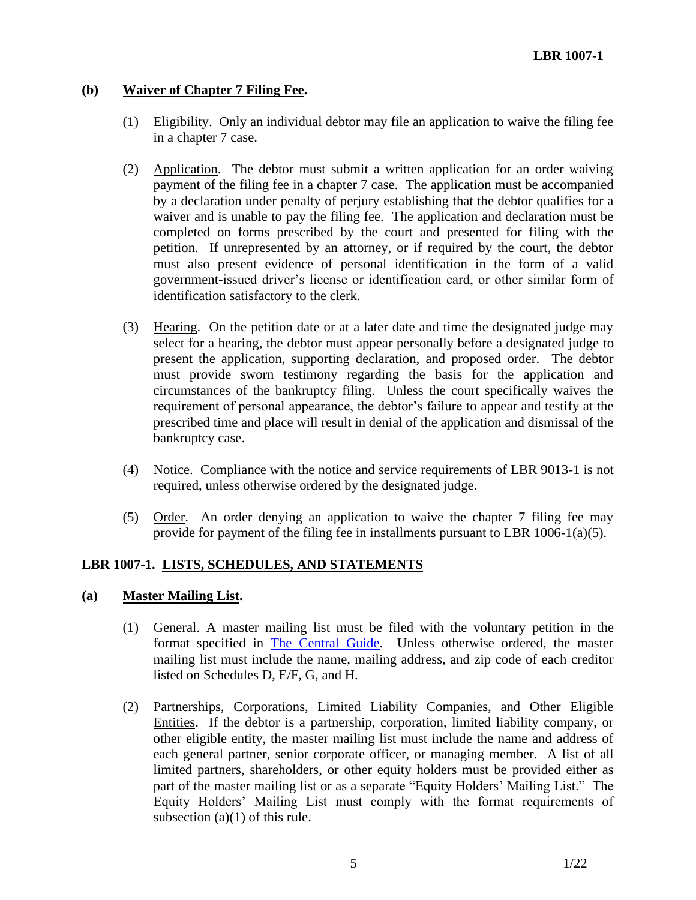**(b) Waiver of Chapter 7 Filing Fee.**

(1) Eligibility. Only an individual debtor may file an application to waive the filing fee in a chapter 7 case.

(2) Application. The debtor must submit a written application for an order waiving payment of the filing fee in a chapter 7 case. The application must be accompanied by a declaration under penalty of perjury establishing that the debtor qualifies for a waiver and is unable to pay the filing fee. The application and declaration must be completed on forms prescribed by the court and presented for filing with the petition. If unrepresented by an attorney, or if required by the court, the debtor must also present evidence of personal identification in the form of a valid government-issued driver's license or identification card, or other similar form of identification satisfactory to the clerk.

(3) Hearing. On the petition date or at a later date and time the designated judge may select for a hearing, the debtor must appear personally before a designated judge to present the application, supporting declaration, and proposed order. The debtor must provide sworn testimony regarding the basis for the application and circumstances of the bankruptcy filing. Unless the court specifically waives the requirement of personal appearance, the debtor's failure to appear and testify at the prescribed time and place will result in denial of the application and dismissal of the bankruptcy case.

(4) Notice. Compliance with the notice and service requirements of LBR 9013-1 is not required, unless otherwise ordered by the designated judge.

(5) Order. An order denying an application to waive the chapter 7 filing fee may provide for payment of the filing fee in installments pursuant to LBR 1006-1(a)(5).

## LBR 1007-1. LISTS, SCHEDULES, AND STATEMENTS

**(a) Master Mailing List.**

(1) General. A master mailing list must be filed with the voluntary petition in the format specified in The Central Guide. Unless otherwise ordered, the master mailing list must include the name, mailing address, and zip code of each creditor listed on Schedules D, E/F, G, and H.

(2) Partnerships, Corporations, Limited Liability Companies, and Other Eligible Entities. If the debtor is a partnership, corporation, limited liability company, or other eligible entity, the master mailing list must include the name and address of each general partner, senior corporate officer, or managing member. A list of all limited partners, shareholders, or other equity holders must be provided either as part of the master mailing list or as a separate "Equity Holders' Mailing List." The Equity Holders' Mailing List must comply with the format requirements of subsection (a)(1) of this rule.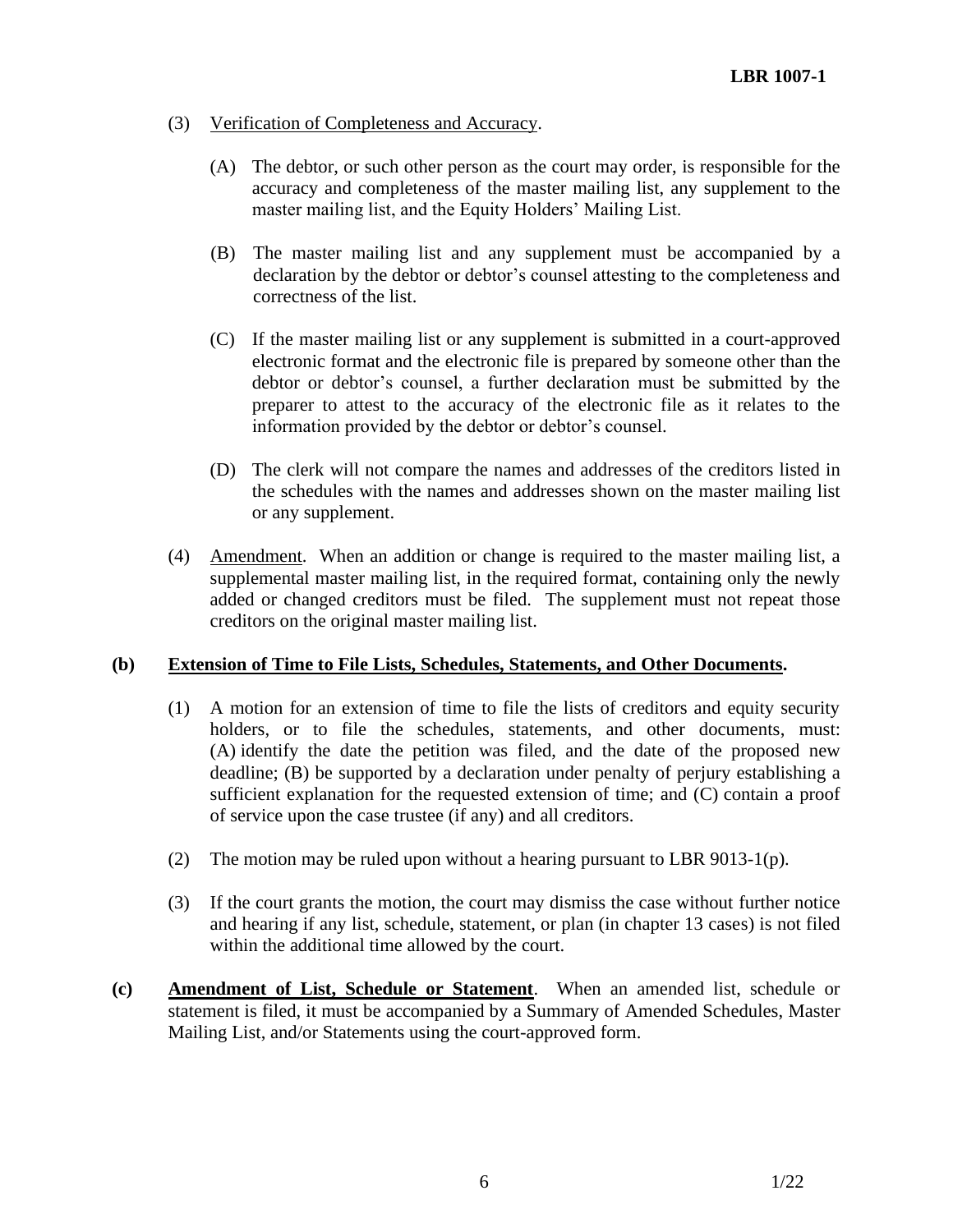(3) Verification of Completeness and Accuracy.

(A) The debtor, or such other person as the court may order, is responsible for the accuracy and completeness of the master mailing list, any supplement to the master mailing list, and the Equity Holders' Mailing List.

(B) The master mailing list and any supplement must be accompanied by a declaration by the debtor or debtor's counsel attesting to the completeness and correctness of the list.

(C) If the master mailing list or any supplement is submitted in a court-approved electronic format and the electronic file is prepared by someone other than the debtor or debtor's counsel, a further declaration must be submitted by the preparer to attest to the accuracy of the electronic file as it relates to the information provided by the debtor or debtor's counsel.

(D) The clerk will not compare the names and addresses of the creditors listed in the schedules with the names and addresses shown on the master mailing list or any supplement.

(4) Amendment. When an addition or change is required to the master mailing list, a supplemental master mailing list, in the required format, containing only the newly added or changed creditors must be filed. The supplement must not repeat those creditors on the original master mailing list.

**(b) Extension of Time to File Lists, Schedules, Statements, and Other Documents.**

(1) A motion for an extension of time to file the lists of creditors and equity security holders, or to file the schedules, statements, and other documents, must: (A) identify the date the petition was filed, and the date of the proposed new deadline; (B) be supported by a declaration under penalty of perjury establishing a sufficient explanation for the requested extension of time; and (C) contain a proof of service upon the case trustee (if any) and all creditors.

(2) The motion may be ruled upon without a hearing pursuant to LBR 9013-1(p).

(3) If the court grants the motion, the court may dismiss the case without further notice and hearing if any list, schedule, statement, or plan (in chapter 13 cases) is not filed within the additional time allowed by the court.

**(c) Amendment of List, Schedule or Statement**. When an amended list, schedule or statement is filed, it must be accompanied by a Summary of Amended Schedules, Master Mailing List, and/or Statements using the court-approved form.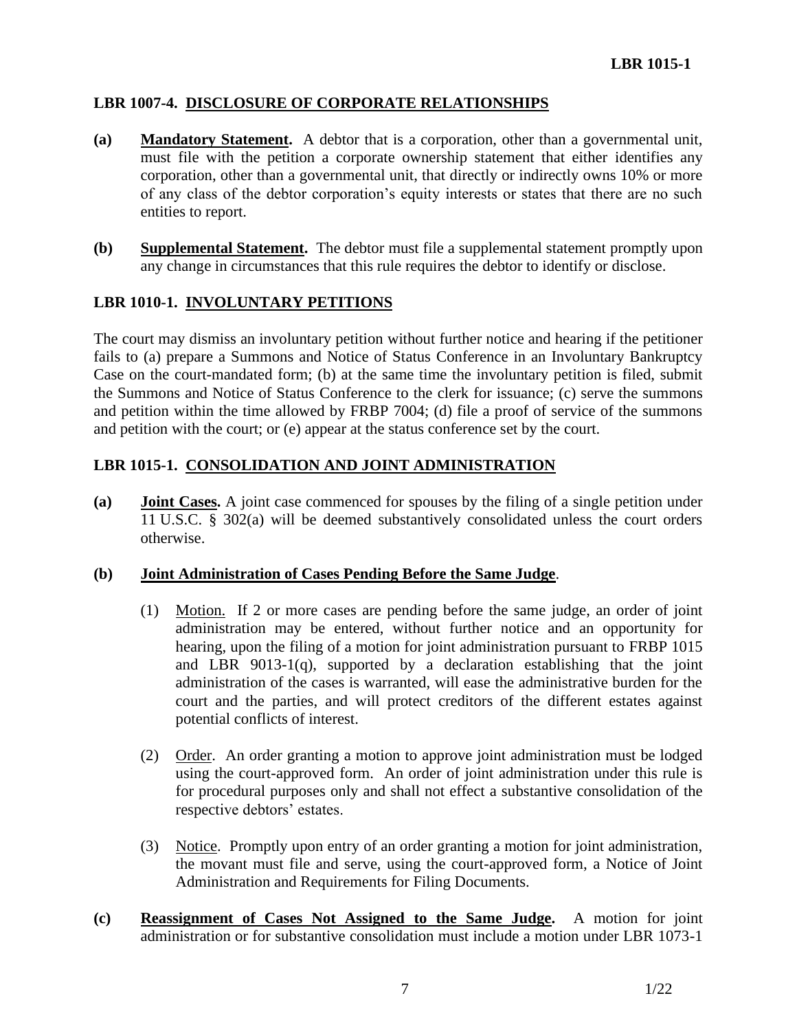## LBR 1007-4. DISCLOSURE OF CORPORATE RELATIONSHIPS

**(a)** **Mandatory Statement.** A debtor that is a corporation, other than a governmental unit, must file with the petition a corporate ownership statement that either identifies any corporation, other than a governmental unit, that directly or indirectly owns 10% or more of any class of the debtor corporation's equity interests or states that there are no such entities to report.

**(b)** **Supplemental Statement.** The debtor must file a supplemental statement promptly upon any change in circumstances that this rule requires the debtor to identify or disclose.

## LBR 1010-1. INVOLUNTARY PETITIONS

The court may dismiss an involuntary petition without further notice and hearing if the petitioner fails to (a) prepare a Summons and Notice of Status Conference in an Involuntary Bankruptcy Case on the court-mandated form; (b) at the same time the involuntary petition is filed, submit the Summons and Notice of Status Conference to the clerk for issuance; (c) serve the summons and petition within the time allowed by FRBP 7004; (d) file a proof of service of the summons and petition with the court; or (e) appear at the status conference set by the court.

## LBR 1015-1. CONSOLIDATION AND JOINT ADMINISTRATION

**(a)** **Joint Cases.** A joint case commenced for spouses by the filing of a single petition under 11 U.S.C. § 302(a) will be deemed substantively consolidated unless the court orders otherwise.

**(b)** **Joint Administration of Cases Pending Before the Same Judge.**

(1) Motion. If 2 or more cases are pending before the same judge, an order of joint administration may be entered, without further notice and an opportunity for hearing, upon the filing of a motion for joint administration pursuant to FRBP 1015 and LBR 9013-1(q), supported by a declaration establishing that the joint administration of the cases is warranted, will ease the administrative burden for the court and the parties, and will protect creditors of the different estates against potential conflicts of interest.

(2) Order. An order granting a motion to approve joint administration must be lodged using the court-approved form. An order of joint administration under this rule is for procedural purposes only and shall not effect a substantive consolidation of the respective debtors' estates.

(3) Notice. Promptly upon entry of an order granting a motion for joint administration, the movant must file and serve, using the court-approved form, a Notice of Joint Administration and Requirements for Filing Documents.

**(c)** **Reassignment of Cases Not Assigned to the Same Judge.** A motion for joint administration or for substantive consolidation must include a motion under LBR 1073-1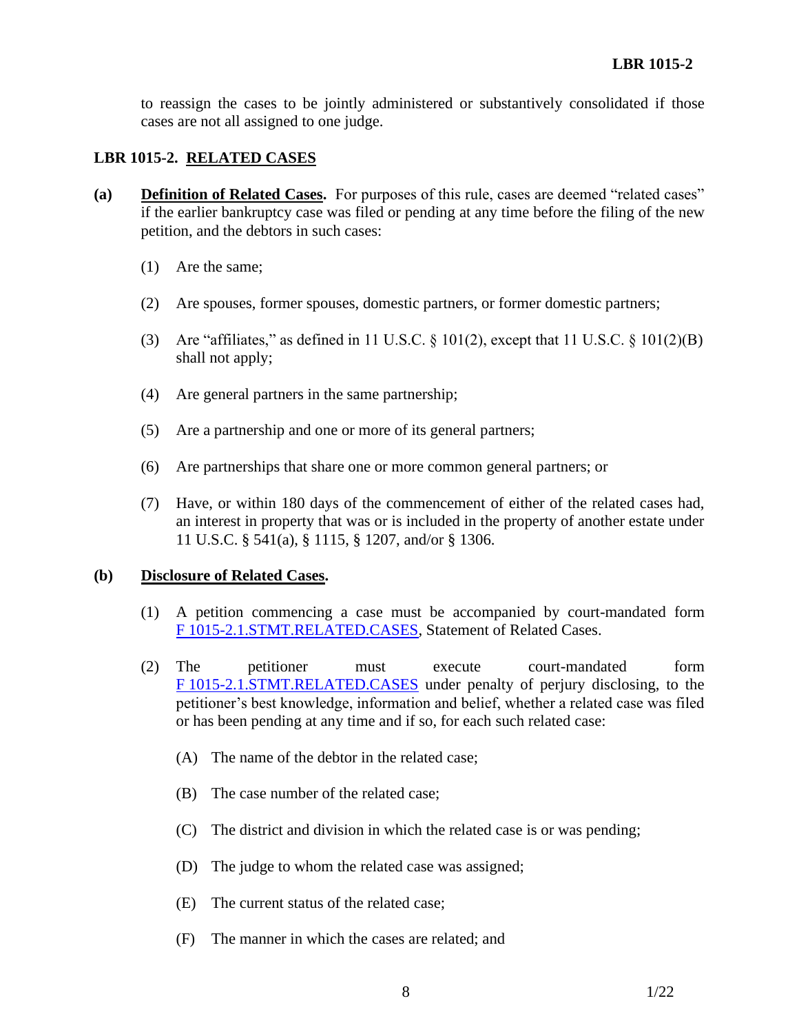to reassign the cases to be jointly administered or substantively consolidated if those cases are not all assigned to one judge.

## LBR 1015-2. <u>RELATED CASES</u>

**(a)** **<u>Definition of Related Cases</u>.** For purposes of this rule, cases are deemed "related cases" if the earlier bankruptcy case was filed or pending at any time before the filing of the new petition, and the debtors in such cases:

(1) Are the same;

(2) Are spouses, former spouses, domestic partners, or former domestic partners;

(3) Are "affiliates," as defined in 11 U.S.C. § 101(2), except that 11 U.S.C. § 101(2)(B) shall not apply;

(4) Are general partners in the same partnership;

(5) Are a partnership and one or more of its general partners;

(6) Are partnerships that share one or more common general partners; or

(7) Have, or within 180 days of the commencement of either of the related cases had, an interest in property that was or is included in the property of another estate under 11 U.S.C. § 541(a), § 1115, § 1207, and/or § 1306.

**(b)** **<u>Disclosure of Related Cases</u>.**

(1) A petition commencing a case must be accompanied by court-mandated form F 1015-2.1.STMT.RELATED.CASES, Statement of Related Cases.

(2) The petitioner must execute court-mandated form F 1015-2.1.STMT.RELATED.CASES under penalty of perjury disclosing, to the petitioner's best knowledge, information and belief, whether a related case was filed or has been pending at any time and if so, for each such related case:

(A) The name of the debtor in the related case;

(B) The case number of the related case;

(C) The district and division in which the related case is or was pending;

(D) The judge to whom the related case was assigned;

(E) The current status of the related case;

(F) The manner in which the cases are related; and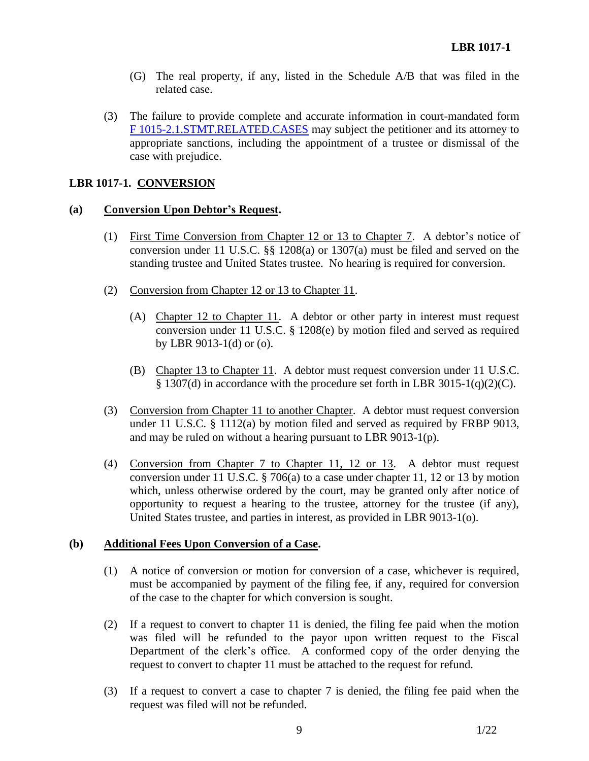(G) The real property, if any, listed in the Schedule A/B that was filed in the related case.

(3) The failure to provide complete and accurate information in court-mandated form F 1015-2.1.STMT.RELATED.CASES may subject the petitioner and its attorney to appropriate sanctions, including the appointment of a trustee or dismissal of the case with prejudice.

## LBR 1017-1. CONVERSION

### (a) Conversion Upon Debtor's Request.

(1) First Time Conversion from Chapter 12 or 13 to Chapter 7. A debtor's notice of conversion under 11 U.S.C. §§ 1208(a) or 1307(a) must be filed and served on the standing trustee and United States trustee. No hearing is required for conversion.

(2) Conversion from Chapter 12 or 13 to Chapter 11.

(A) Chapter 12 to Chapter 11. A debtor or other party in interest must request conversion under 11 U.S.C. § 1208(e) by motion filed and served as required by LBR 9013-1(d) or (o).

(B) Chapter 13 to Chapter 11. A debtor must request conversion under 11 U.S.C. § 1307(d) in accordance with the procedure set forth in LBR 3015-1(q)(2)(C).

(3) Conversion from Chapter 11 to another Chapter. A debtor must request conversion under 11 U.S.C. § 1112(a) by motion filed and served as required by FRBP 9013, and may be ruled on without a hearing pursuant to LBR 9013-1(p).

(4) Conversion from Chapter 7 to Chapter 11, 12 or 13. A debtor must request conversion under 11 U.S.C. § 706(a) to a case under chapter 11, 12 or 13 by motion which, unless otherwise ordered by the court, may be granted only after notice of opportunity to request a hearing to the trustee, attorney for the trustee (if any), United States trustee, and parties in interest, as provided in LBR 9013-1(o).

### (b) Additional Fees Upon Conversion of a Case.

(1) A notice of conversion or motion for conversion of a case, whichever is required, must be accompanied by payment of the filing fee, if any, required for conversion of the case to the chapter for which conversion is sought.

(2) If a request to convert to chapter 11 is denied, the filing fee paid when the motion was filed will be refunded to the payor upon written request to the Fiscal Department of the clerk's office. A conformed copy of the order denying the request to convert to chapter 11 must be attached to the request for refund.

(3) If a request to convert a case to chapter 7 is denied, the filing fee paid when the request was filed will not be refunded.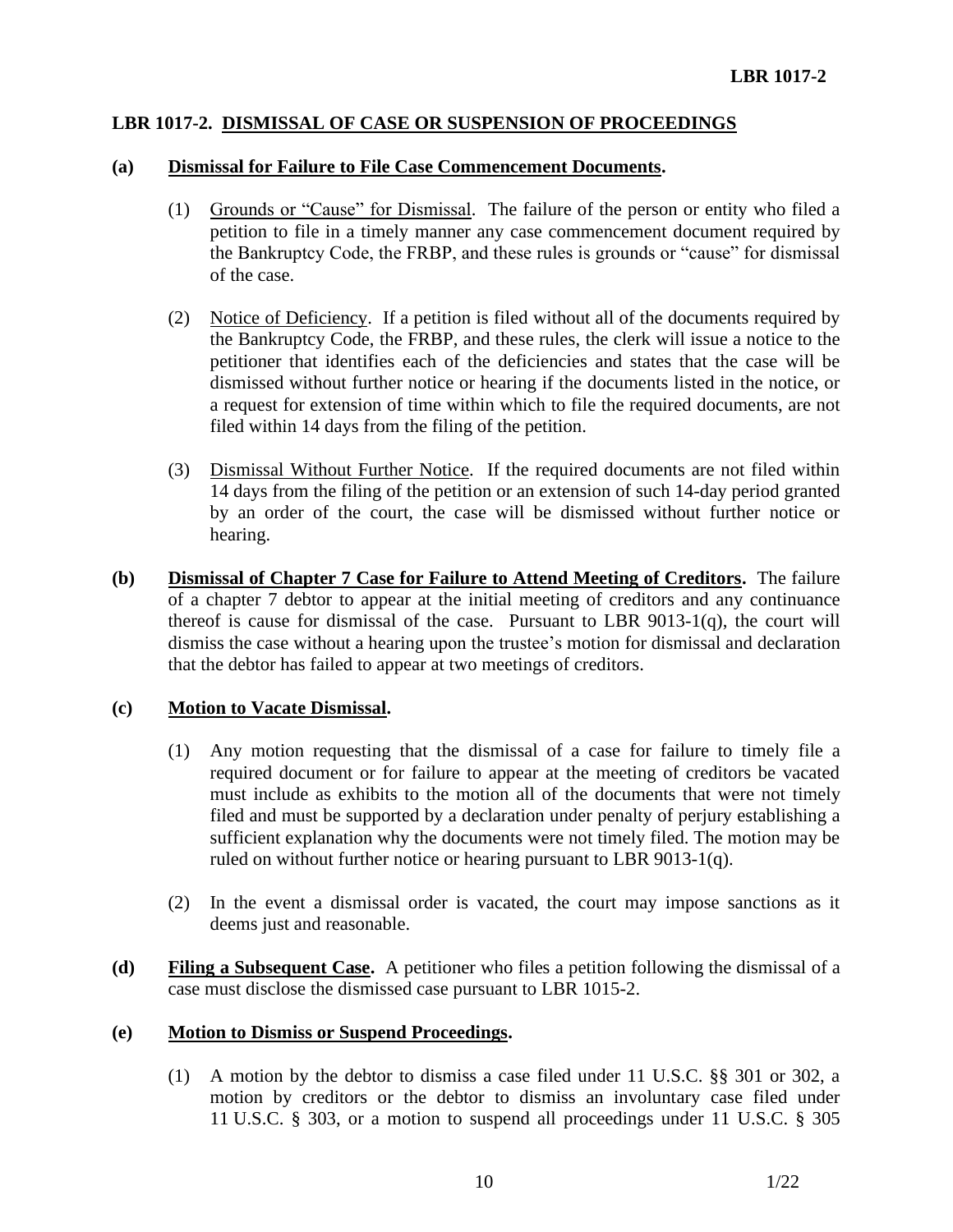## LBR 1017-2. DISMISSAL OF CASE OR SUSPENSION OF PROCEEDINGS

**(a) Dismissal for Failure to File Case Commencement Documents.**

(1) Grounds or "Cause" for Dismissal. The failure of the person or entity who filed a petition to file in a timely manner any case commencement document required by the Bankruptcy Code, the FRBP, and these rules is grounds or "cause" for dismissal of the case.

(2) Notice of Deficiency. If a petition is filed without all of the documents required by the Bankruptcy Code, the FRBP, and these rules, the clerk will issue a notice to the petitioner that identifies each of the deficiencies and states that the case will be dismissed without further notice or hearing if the documents listed in the notice, or a request for extension of time within which to file the required documents, are not filed within 14 days from the filing of the petition.

(3) Dismissal Without Further Notice. If the required documents are not filed within 14 days from the filing of the petition or an extension of such 14-day period granted by an order of the court, the case will be dismissed without further notice or hearing.

**(b) Dismissal of Chapter 7 Case for Failure to Attend Meeting of Creditors.** The failure of a chapter 7 debtor to appear at the initial meeting of creditors and any continuance thereof is cause for dismissal of the case. Pursuant to LBR 9013-1(q), the court will dismiss the case without a hearing upon the trustee's motion for dismissal and declaration that the debtor has failed to appear at two meetings of creditors.

**(c) Motion to Vacate Dismissal.**

(1) Any motion requesting that the dismissal of a case for failure to timely file a required document or for failure to appear at the meeting of creditors be vacated must include as exhibits to the motion all of the documents that were not timely filed and must be supported by a declaration under penalty of perjury establishing a sufficient explanation why the documents were not timely filed. The motion may be ruled on without further notice or hearing pursuant to LBR 9013-1(q).

(2) In the event a dismissal order is vacated, the court may impose sanctions as it deems just and reasonable.

**(d) Filing a Subsequent Case.** A petitioner who files a petition following the dismissal of a case must disclose the dismissed case pursuant to LBR 1015-2.

**(e) Motion to Dismiss or Suspend Proceedings.**

(1) A motion by the debtor to dismiss a case filed under 11 U.S.C. §§ 301 or 302, a motion by creditors or the debtor to dismiss an involuntary case filed under 11 U.S.C. § 303, or a motion to suspend all proceedings under 11 U.S.C. § 305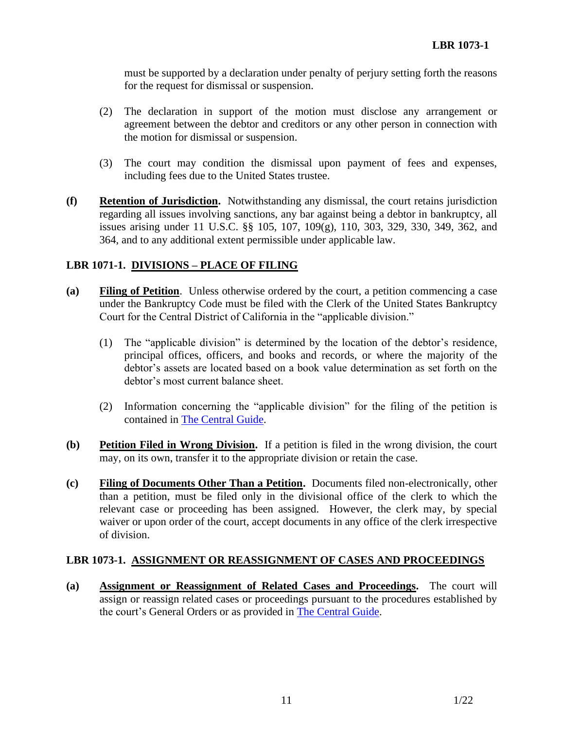must be supported by a declaration under penalty of perjury setting forth the reasons for the request for dismissal or suspension.

(2) The declaration in support of the motion must disclose any arrangement or agreement between the debtor and creditors or any other person in connection with the motion for dismissal or suspension.

(3) The court may condition the dismissal upon payment of fees and expenses, including fees due to the United States trustee.

**(f)** **Retention of Jurisdiction.** Notwithstanding any dismissal, the court retains jurisdiction regarding all issues involving sanctions, any bar against being a debtor in bankruptcy, all issues arising under 11 U.S.C. §§ 105, 107, 109(g), 110, 303, 329, 330, 349, 362, and 364, and to any additional extent permissible under applicable law.

### LBR 1071-1. DIVISIONS – PLACE OF FILING

**(a)** **Filing of Petition**. Unless otherwise ordered by the court, a petition commencing a case under the Bankruptcy Code must be filed with the Clerk of the United States Bankruptcy Court for the Central District of California in the "applicable division."

(1) The "applicable division" is determined by the location of the debtor's residence, principal offices, officers, and books and records, or where the majority of the debtor's assets are located based on a book value determination as set forth on the debtor's most current balance sheet.

(2) Information concerning the "applicable division" for the filing of the petition is contained in The Central Guide.

**(b)** **Petition Filed in Wrong Division.** If a petition is filed in the wrong division, the court may, on its own, transfer it to the appropriate division or retain the case.

**(c)** **Filing of Documents Other Than a Petition.** Documents filed non-electronically, other than a petition, must be filed only in the divisional office of the clerk to which the relevant case or proceeding has been assigned. However, the clerk may, by special waiver or upon order of the court, accept documents in any office of the clerk irrespective of division.

### LBR 1073-1. ASSIGNMENT OR REASSIGNMENT OF CASES AND PROCEEDINGS

**(a)** **Assignment or Reassignment of Related Cases and Proceedings.** The court will assign or reassign related cases or proceedings pursuant to the procedures established by the court's General Orders or as provided in The Central Guide.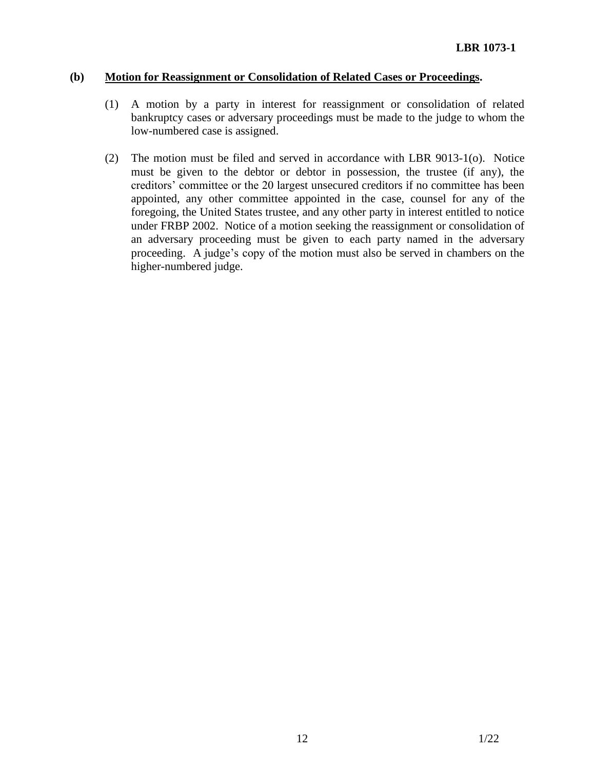**(b) Motion for Reassignment or Consolidation of Related Cases or Proceedings.**

(1) A motion by a party in interest for reassignment or consolidation of related bankruptcy cases or adversary proceedings must be made to the judge to whom the low-numbered case is assigned.

(2) The motion must be filed and served in accordance with LBR 9013-1(o). Notice must be given to the debtor or debtor in possession, the trustee (if any), the creditors' committee or the 20 largest unsecured creditors if no committee has been appointed, any other committee appointed in the case, counsel for any of the foregoing, the United States trustee, and any other party in interest entitled to notice under FRBP 2002. Notice of a motion seeking the reassignment or consolidation of an adversary proceeding must be given to each party named in the adversary proceeding. A judge's copy of the motion must also be served in chambers on the higher-numbered judge.